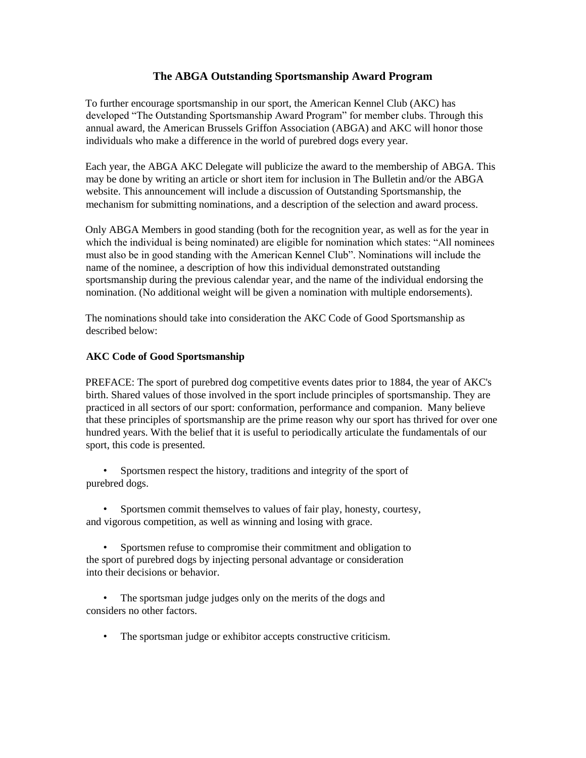# The ABGA Outstanding Sportsmanship Award Program

To further encourage sportsmanship in our sport, the American Kennel Club (AKC) has developed "The Outstanding Sportsmanship Award Program" for member clubs. Through this annual award, the American Brussels Griffon Association (ABGA) and AKC will honor those individuals who make a difference in the world of purebred dogs every year.

Each year, the ABGA AKC Delegate will publicize the award to the membership of ABGA. This may be done by writing an article or short item for inclusion in The Bulletin and/or the ABGA website. This announcement will include a discussion of Outstanding Sportsmanship, the mechanism for submitting nominations, and a description of the selection and award process.

Only ABGA Members in good standing (both for the recognition year, as well as for the year in which the individual is being nominated) are eligible for nomination which states: "All nominees must also be in good standing with the American Kennel Club". Nominations will include the name of the nominee, a description of how this individual demonstrated outstanding sportsmanship during the previous calendar year, and the name of the individual endorsing the nomination. (No additional weight will be given a nomination with multiple endorsements).

The nominations should take into consideration the AKC Code of Good Sportsmanship as described below:

## AKC Code of Good Sportsmanship

PREFACE: The sport of purebred dog competitive events dates prior to 1884, the year of AKC's birth. Shared values of those involved in the sport include principles of sportsmanship. They are practiced in all sectors of our sport: conformation, performance and companion. Many believe that these principles of sportsmanship are the prime reason why our sport has thrived for over one hundred years. With the belief that it is useful to periodically articulate the fundamentals of our sport, this code is presented.

- Sportsmen respect the history, traditions and integrity of the sport of purebred dogs.
- Sportsmen commit themselves to values of fair play, honesty, courtesy, and vigorous competition, as well as winning and losing with grace.
- Sportsmen refuse to compromise their commitment and obligation to the sport of purebred dogs by injecting personal advantage or consideration into their decisions or behavior.
- The sportsman judge judges only on the merits of the dogs and considers no other factors.
- The sportsman judge or exhibitor accepts constructive criticism.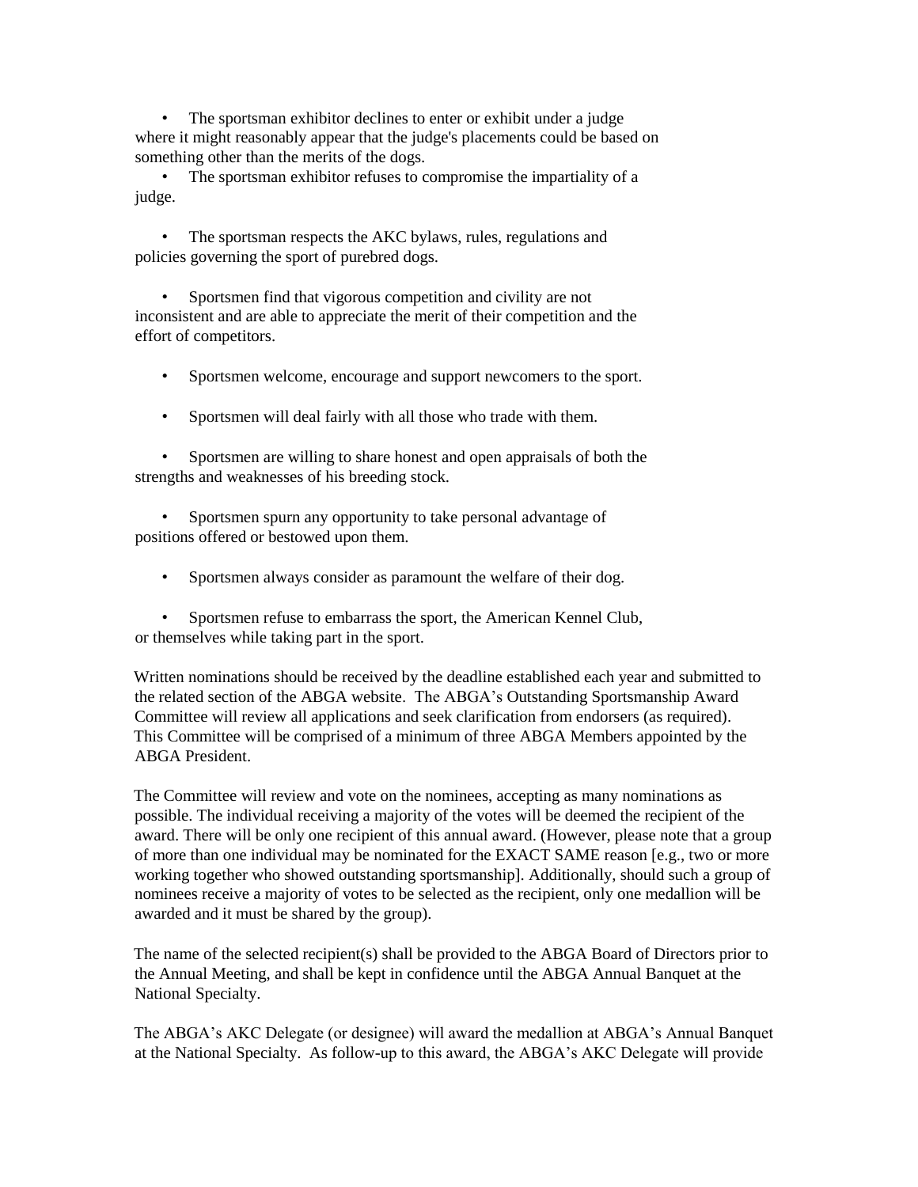- The sportsman exhibitor declines to enter or exhibit under a judge where it might reasonably appear that the judge's placements could be based on something other than the merits of the dogs.
- The sportsman exhibitor refuses to compromise the impartiality of a judge.
- The sportsman respects the AKC bylaws, rules, regulations and policies governing the sport of purebred dogs.
- Sportsmen find that vigorous competition and civility are not inconsistent and are able to appreciate the merit of their competition and the effort of competitors.
- Sportsmen welcome, encourage and support newcomers to the sport.
- Sportsmen will deal fairly with all those who trade with them.
- Sportsmen are willing to share honest and open appraisals of both the strengths and weaknesses of his breeding stock.
- Sportsmen spurn any opportunity to take personal advantage of positions offered or bestowed upon them.
- Sportsmen always consider as paramount the welfare of their dog.
- Sportsmen refuse to embarrass the sport, the American Kennel Club, or themselves while taking part in the sport.

Written nominations should be received by the deadline established each year and submitted to the related section of the ABGA website. The ABGA's Outstanding Sportsmanship Award Committee will review all applications and seek clarification from endorsers (as required). This Committee will be comprised of a minimum of three ABGA Members appointed by the ABGA President.

The Committee will review and vote on the nominees, accepting as many nominations as possible. The individual receiving a majority of the votes will be deemed the recipient of the award. There will be only one recipient of this annual award. (However, please note that a group of more than one individual may be nominated for the EXACT SAME reason [e.g., two or more working together who showed outstanding sportsmanship]. Additionally, should such a group of nominees receive a majority of votes to be selected as the recipient, only one medallion will be awarded and it must be shared by the group).

The name of the selected recipient(s) shall be provided to the ABGA Board of Directors prior to the Annual Meeting, and shall be kept in confidence until the ABGA Annual Banquet at the National Specialty.

The ABGA's AKC Delegate (or designee) will award the medallion at ABGA's Annual Banquet at the National Specialty. As follow-up to this award, the ABGA's AKC Delegate will provide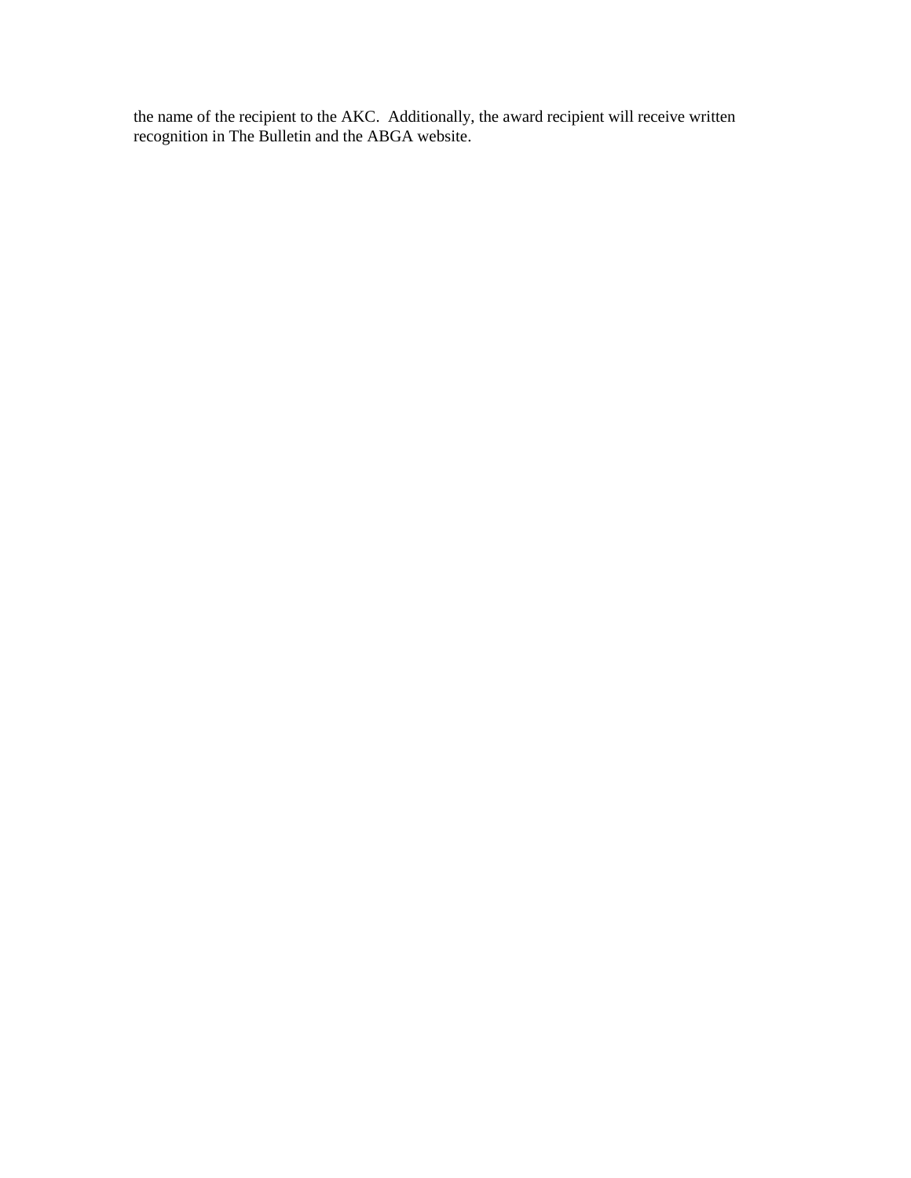the name of the recipient to the AKC.  Additionally, the award recipient will receive written recognition in The Bulletin and the ABGA website.